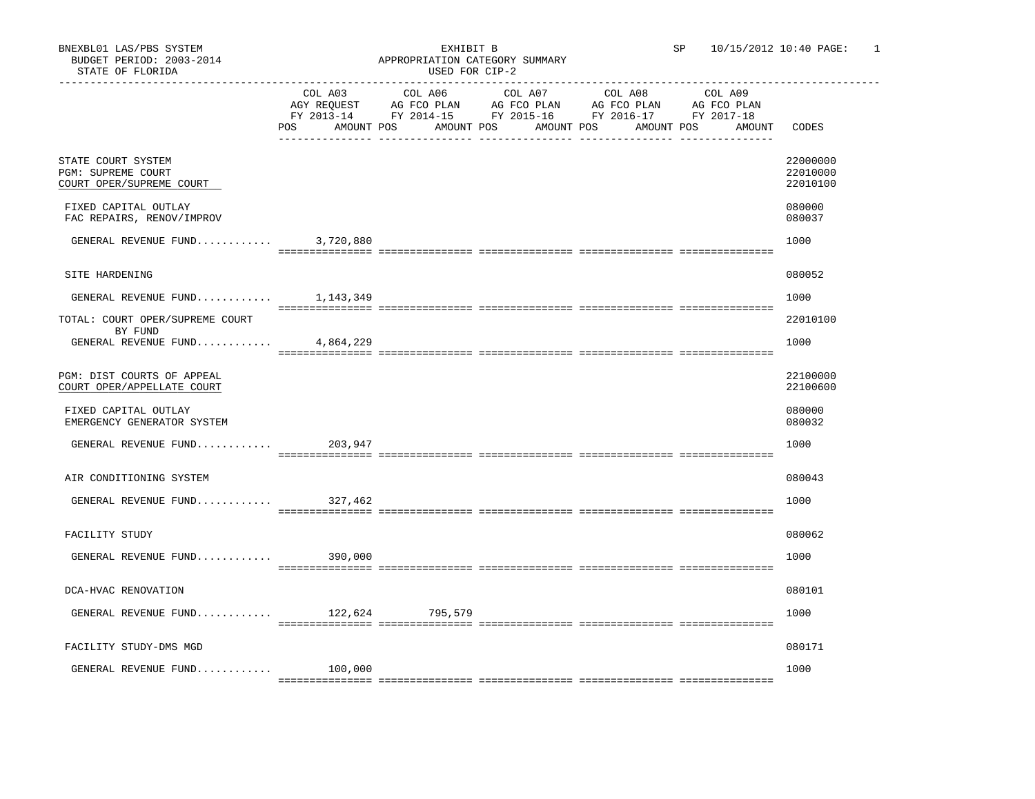BNEXBL01 LAS/PBS SYSTEM  
BUDGET PERIOD: 2003-2014  
STATE OF FLORIDA

EXHIBIT B  
APPROPRIATION CATEGORY SUMMARY  
USED FOR CIP-2

SP 10/15/2012 10:40

| | COL A03 AGY REQUEST FY 2013-14 POS AMOUNT | COL A06 AG FCO PLAN FY 2014-15 POS AMOUNT | COL A07 AG FCO PLAN FY 2015-16 POS AMOUNT | COL A08 AG FCO PLAN FY 2016-17 POS AMOUNT | COL A09 AG FCO PLAN FY 2017-18 POS AMOUNT | CODES |
|---|---|---|---|---|---|---|
| STATE COURT SYSTEM | | | | | | 22000000 |
| PGM: SUPREME COURT | | | | | | 22010000 |
| COURT OPER/SUPREME COURT | | | | | | 22010100 |
| FIXED CAPITAL OUTLAY | | | | | | 080000 |
| FAC REPAIRS, RENOV/IMPROV | | | | | | 080037 |
| GENERAL REVENUE FUND........... | 3,720,880 | | | | | 1000 |
| SITE HARDENING | | | | | | 080052 |
| GENERAL REVENUE FUND........... | 1,143,349 | | | | | 1000 |
| TOTAL: COURT OPER/SUPREME COURT | | | | | | 22010100 |
| BY FUND | | | | | | |
| GENERAL REVENUE FUND........... | 4,864,229 | | | | | 1000 |
| PGM: DIST COURTS OF APPEAL | | | | | | 22100000 |
| COURT OPER/APPELLATE COURT | | | | | | 22100600 |
| FIXED CAPITAL OUTLAY | | | | | | 080000 |
| EMERGENCY GENERATOR SYSTEM | | | | | | 080032 |
| GENERAL REVENUE FUND........... | 203,947 | | | | | 1000 |
| AIR CONDITIONING SYSTEM | | | | | | 080043 |
| GENERAL REVENUE FUND........... | 327,462 | | | | | 1000 |
| FACILITY STUDY | | | | | | 080062 |
| GENERAL REVENUE FUND........... | 390,000 | | | | | 1000 |
| DCA-HVAC RENOVATION | | | | | | 080101 |
| GENERAL REVENUE FUND........... | 122,624 | 795,579 | | | | 1000 |
| FACILITY STUDY-DMS MGD | | | | | | 080171 |
| GENERAL REVENUE FUND........... | 100,000 | | | | | 1000 |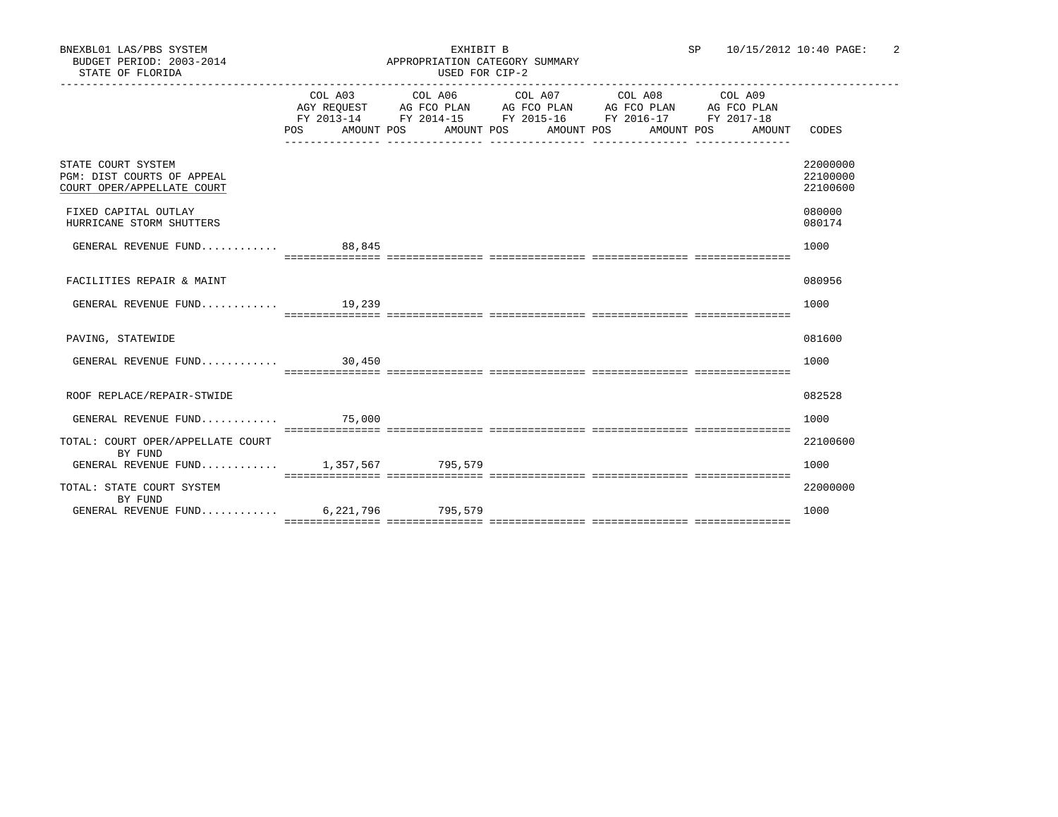BNEXBL01 LAS/PBS SYSTEM — EXHIBIT B — SP 10/15/2012 10:40 PAGE: 2
BUDGET PERIOD: 2003-2014 — APPROPRIATION CATEGORY SUMMARY
STATE OF FLORIDA — USED FOR CIP-2

| | COL A03 AGY REQUEST FY 2013-14 POS | AMOUNT | COL A06 AG FCO PLAN FY 2014-15 POS | AMOUNT | COL A07 AG FCO PLAN FY 2015-16 POS | AMOUNT | COL A08 AG FCO PLAN FY 2016-17 POS | AMOUNT | COL A09 AG FCO PLAN FY 2017-18 POS | AMOUNT | CODES |
|---|---|---|---|---|---|---|---|---|---|---|---|
| STATE COURT SYSTEM | | | | | | | | | | | 22000000 |
| PGM: DIST COURTS OF APPEAL | | | | | | | | | | | 22100000 |
| COURT OPER/APPELLATE COURT | | | | | | | | | | | 22100600 |
| FIXED CAPITAL OUTLAY | | | | | | | | | | | 080000 |
| HURRICANE STORM SHUTTERS | | | | | | | | | | | 080174 |
| GENERAL REVENUE FUND........... | | 88,845 | | | | | | | | | 1000 |
| FACILITIES REPAIR & MAINT | | | | | | | | | | | 080956 |
| GENERAL REVENUE FUND........... | | 19,239 | | | | | | | | | 1000 |
| PAVING, STATEWIDE | | | | | | | | | | | 081600 |
| GENERAL REVENUE FUND........... | | 30,450 | | | | | | | | | 1000 |
| ROOF REPLACE/REPAIR-STWIDE | | | | | | | | | | | 082528 |
| GENERAL REVENUE FUND........... | | 75,000 | | | | | | | | | 1000 |
| TOTAL: COURT OPER/APPELLATE COURT | | | | | | | | | | | 22100600 |
| BY FUND | | | | | | | | | | | |
| GENERAL REVENUE FUND........... | | 1,357,567 | | 795,579 | | | | | | | 1000 |
| TOTAL: STATE COURT SYSTEM | | | | | | | | | | | 22000000 |
| BY FUND | | | | | | | | | | | |
| GENERAL REVENUE FUND........... | | 6,221,796 | | 795,579 | | | | | | | 1000 |